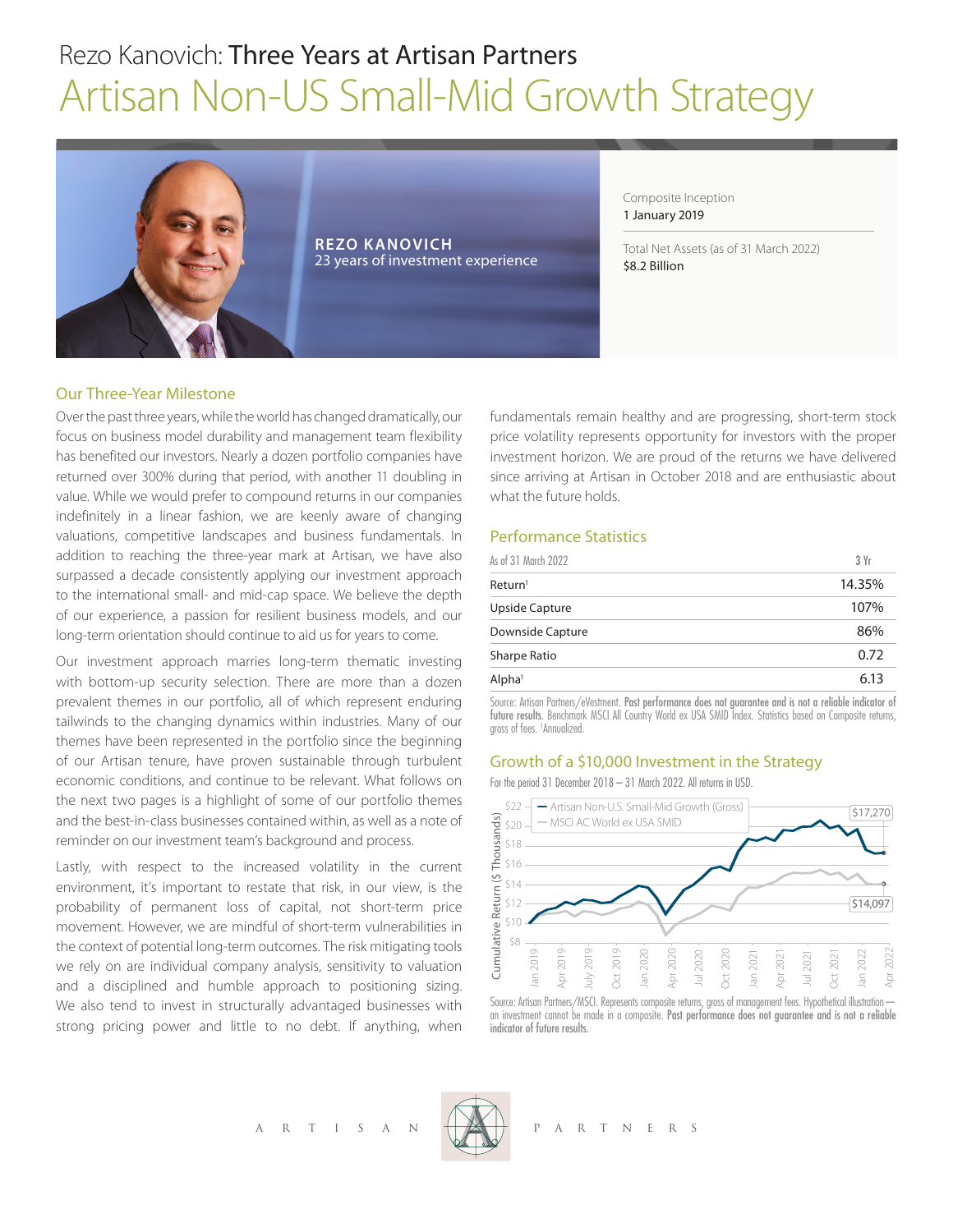# Rezo Kanovich: Three Years at Artisan Partners

# Artisan Non-US Small-Mid Growth Strategy

**REZO KANOVICH**
23 years of investment experience

Composite Inception
1 January 2019

Total Net Assets (as of 31 March 2022)
$8.2 Billion

## Our Three-Year Milestone

Over the past three years, while the world has changed dramatically, our focus on business model durability and management team flexibility has benefited our investors. Nearly a dozen portfolio companies have returned over 300% during that period, with another 11 doubling in value. While we would prefer to compound returns in our companies indefinitely in a linear fashion, we are keenly aware of changing valuations, competitive landscapes and business fundamentals. In addition to reaching the three-year mark at Artisan, we have also surpassed a decade consistently applying our investment approach to the international small- and mid-cap space. We believe the depth of our experience, a passion for resilient business models, and our long-term orientation should continue to aid us for years to come.

Our investment approach marries long-term thematic investing with bottom-up security selection. There are more than a dozen prevalent themes in our portfolio, all of which represent enduring tailwinds to the changing dynamics within industries. Many of our themes have been represented in the portfolio since the beginning of our Artisan tenure, have proven sustainable through turbulent economic conditions, and continue to be relevant. What follows on the next two pages is a highlight of some of our portfolio themes and the best-in-class businesses contained within, as well as a note of reminder on our investment team's background and process.

Lastly, with respect to the increased volatility in the current environment, it's important to restate that risk, in our view, is the probability of permanent loss of capital, not short-term price movement. However, we are mindful of short-term vulnerabilities in the context of potential long-term outcomes. The risk mitigating tools we rely on are individual company analysis, sensitivity to valuation and a disciplined and humble approach to positioning sizing. We also tend to invest in structurally advantaged businesses with strong pricing power and little to no debt. If anything, when fundamentals remain healthy and are progressing, short-term stock price volatility represents opportunity for investors with the proper investment horizon. We are proud of the returns we have delivered since arriving at Artisan in October 2018 and are enthusiastic about what the future holds.

## Performance Statistics

| As of 31 March 2022 | 3 Yr |
|---|---|
| Return[1] | 14.35% |
| Upside Capture | 107% |
| Downside Capture | 86% |
| Sharpe Ratio | 0.72 |
| Alpha[1] | 6.13 |

Source: Artisan Partners/eVestment. **Past performance does not guarantee and is not a reliable indicator of future results.** Benchmark MSCI All Country World ex USA SMID Index. Statistics based on Composite returns, gross of fees. [1]Annualized.

## Growth of a $10,000 Investment in the Strategy

For the period 31 December 2018 – 31 March 2022. All returns in USD.

Cumulative Return ($ Thousands)

— Artisan Non-U.S. Small-Mid Growth (Gross): $17,270
— MSCI AC World ex USA SMID: $14,097

Source: Artisan Partners/MSCI. Represents composite returns, gross of management fees. Hypothetical illustration—an investment cannot be made in a composite. **Past performance does not guarantee and is not a reliable indicator of future results.**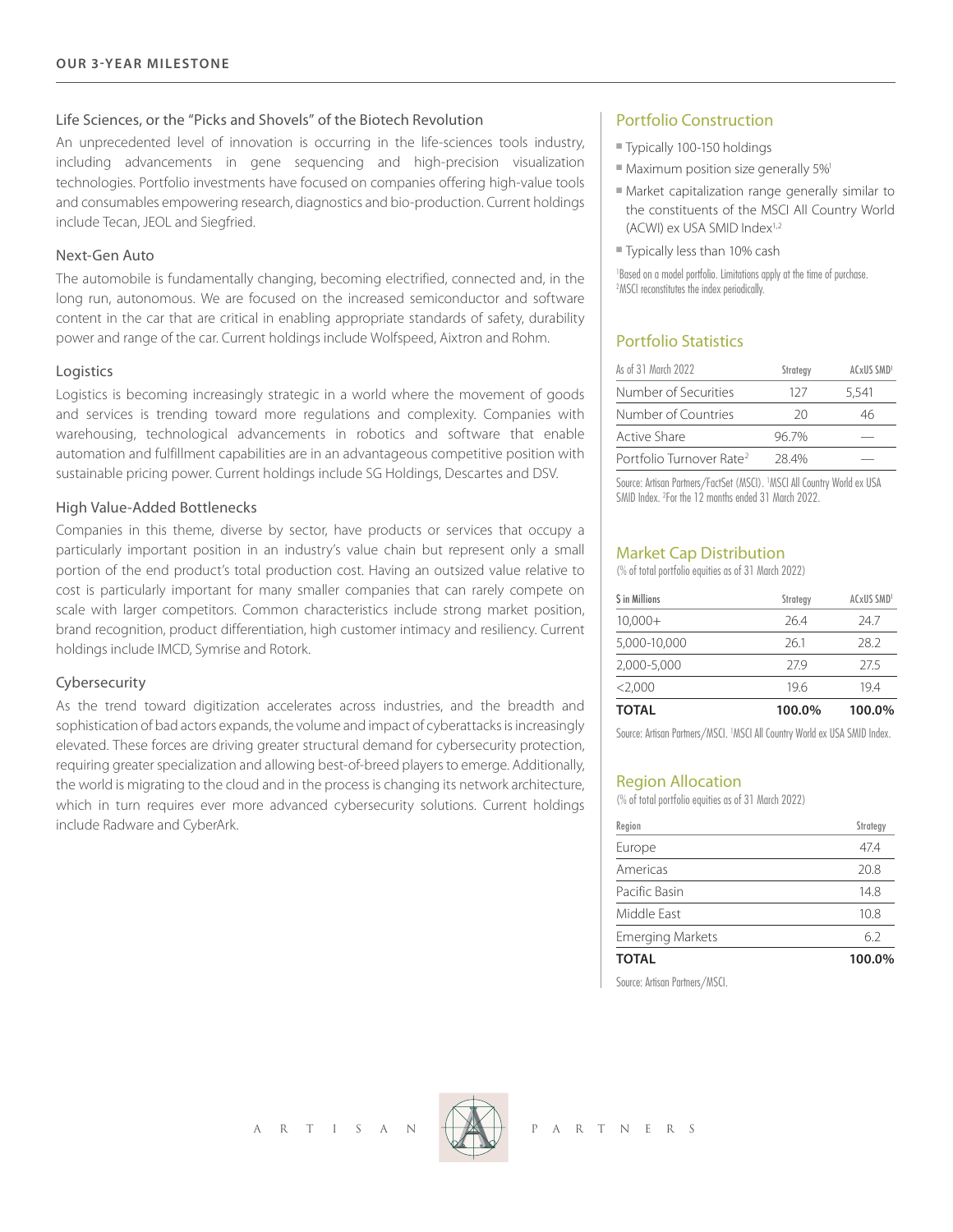## Life Sciences, or the "Picks and Shovels" of the Biotech Revolution

An unprecedented level of innovation is occurring in the life-sciences tools industry, including advancements in gene sequencing and high-precision visualization technologies. Portfolio investments have focused on companies offering high-value tools and consumables empowering research, diagnostics and bio-production. Current holdings include Tecan, JEOL and Siegfried.

## Next-Gen Auto

The automobile is fundamentally changing, becoming electrified, connected and, in the long run, autonomous. We are focused on the increased semiconductor and software content in the car that are critical in enabling appropriate standards of safety, durability power and range of the car. Current holdings include Wolfspeed, Aixtron and Rohm.

## Logistics

Logistics is becoming increasingly strategic in a world where the movement of goods and services is trending toward more regulations and complexity. Companies with warehousing, technological advancements in robotics and software that enable automation and fulfillment capabilities are in an advantageous competitive position with sustainable pricing power. Current holdings include SG Holdings, Descartes and DSV.

## High Value-Added Bottlenecks

Companies in this theme, diverse by sector, have products or services that occupy a particularly important position in an industry's value chain but represent only a small portion of the end product's total production cost. Having an outsized value relative to cost is particularly important for many smaller companies that can rarely compete on scale with larger competitors. Common characteristics include strong market position, brand recognition, product differentiation, high customer intimacy and resiliency. Current holdings include IMCD, Symrise and Rotork.

## Cybersecurity

As the trend toward digitization accelerates across industries, and the breadth and sophistication of bad actors expands, the volume and impact of cyberattacks is increasingly elevated. These forces are driving greater structural demand for cybersecurity protection, requiring greater specialization and allowing best-of-breed players to emerge. Additionally, the world is migrating to the cloud and in the process is changing its network architecture, which in turn requires ever more advanced cybersecurity solutions. Current holdings include Radware and CyberArk.

## Portfolio Construction

- Typically 100-150 holdings
- Maximum position size generally 5%[1]
- Market capitalization range generally similar to the constituents of the MSCI All Country World (ACWI) ex USA SMID Index[1,2]
- Typically less than 10% cash

[1]Based on a model portfolio. Limitations apply at the time of purchase. [2]MSCI reconstitutes the index periodically.

## Portfolio Statistics

| As of 31 March 2022 | Strategy | ACxUS SMID[1] |
|---|---|---|
| Number of Securities | 127 | 5,541 |
| Number of Countries | 20 | 46 |
| Active Share | 96.7% | — |
| Portfolio Turnover Rate[2] | 28.4% | — |

Source: Artisan Partners/FactSet (MSCI). [1]MSCI All Country World ex USA SMID Index. [2]For the 12 months ended 31 March 2022.

## Market Cap Distribution

(% of total portfolio equities as of 31 March 2022)

| $ in Millions | Strategy | ACxUS SMID[1] |
|---|---|---|
| 10,000+ | 26.4 | 24.7 |
| 5,000-10,000 | 26.1 | 28.2 |
| 2,000-5,000 | 27.9 | 27.5 |
| <2,000 | 19.6 | 19.4 |
| **TOTAL** | **100.0%** | **100.0%** |

Source: Artisan Partners/MSCI. [1]MSCI All Country World ex USA SMID Index.

## Region Allocation

(% of total portfolio equities as of 31 March 2022)

| Region | Strategy |
|---|---|
| Europe | 47.4 |
| Americas | 20.8 |
| Pacific Basin | 14.8 |
| Middle East | 10.8 |
| Emerging Markets | 6.2 |
| **TOTAL** | **100.0%** |

Source: Artisan Partners/MSCI.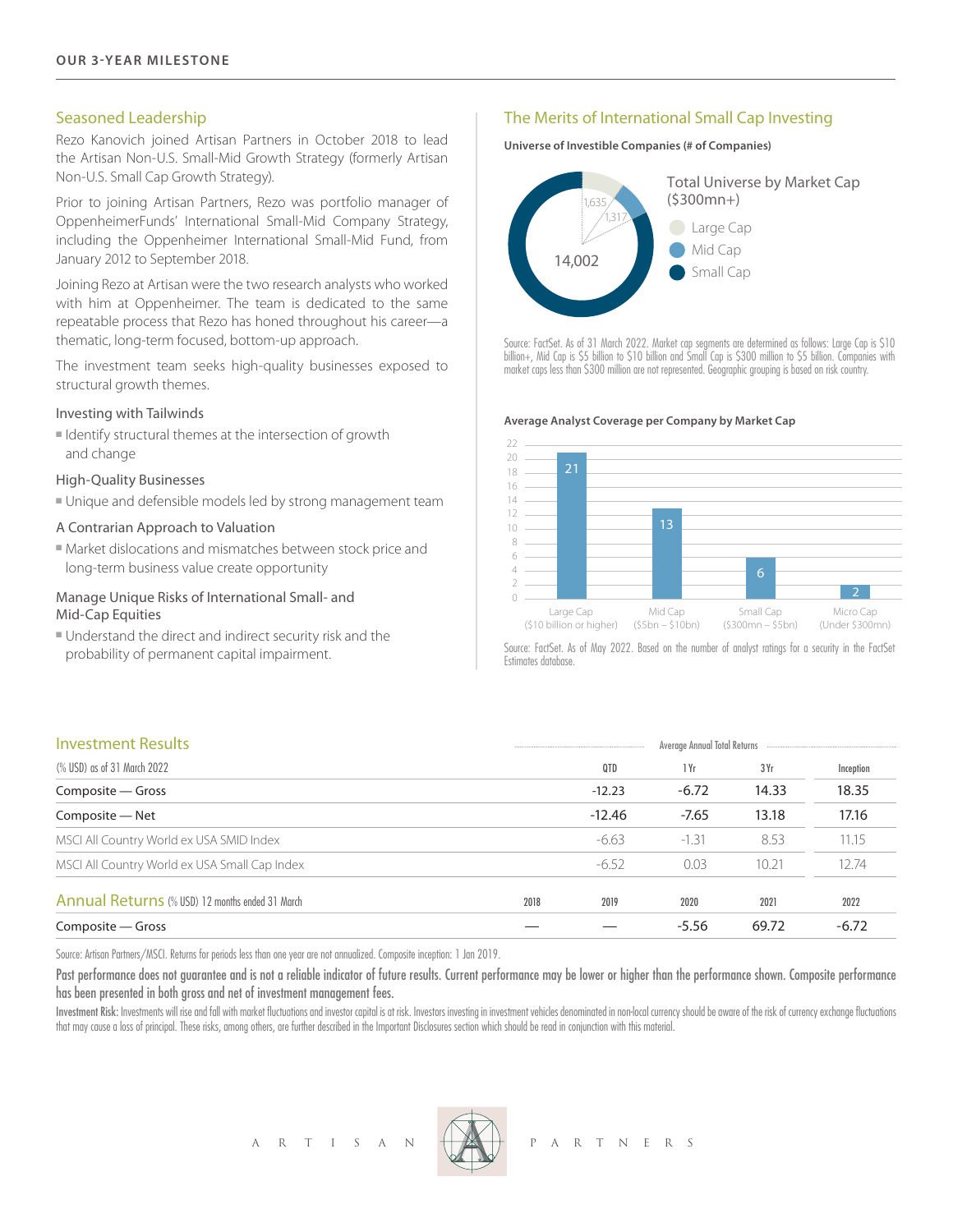## OUR 3-YEAR MILESTONE

### Seasoned Leadership

Rezo Kanovich joined Artisan Partners in October 2018 to lead the Artisan Non-U.S. Small-Mid Growth Strategy (formerly Artisan Non-U.S. Small Cap Growth Strategy).

Prior to joining Artisan Partners, Rezo was portfolio manager of OppenheimerFunds' International Small-Mid Company Strategy, including the Oppenheimer International Small-Mid Fund, from January 2012 to September 2018.

Joining Rezo at Artisan were the two research analysts who worked with him at Oppenheimer. The team is dedicated to the same repeatable process that Rezo has honed throughout his career—a thematic, long-term focused, bottom-up approach.

The investment team seeks high-quality businesses exposed to structural growth themes.

Investing with Tailwinds

- Identify structural themes at the intersection of growth and change

High-Quality Businesses

- Unique and defensible models led by strong management team

A Contrarian Approach to Valuation

- Market dislocations and mismatches between stock price and long-term business value create opportunity

Manage Unique Risks of International Small- and Mid-Cap Equities

- Understand the direct and indirect security risk and the probability of permanent capital impairment.

### The Merits of International Small Cap Investing

**Universe of Investible Companies (# of Companies)**

Total Universe by Market Cap ($300mn+)

| Market Cap | # of Companies |
|---|---|
| Large Cap | 1,635 |
| Mid Cap | 1,317 |
| Small Cap | 14,002 |

Source: FactSet. As of 31 March 2022. Market cap segments are determined as follows: Large Cap is $10 billion+, Mid Cap is $5 billion to $10 billion and Small Cap is $300 million to $5 billion. Companies with market caps less than $300 million are not represented. Geographic grouping is based on risk country.

**Average Analyst Coverage per Company by Market Cap**

| Market Cap | Average Analyst Coverage |
|---|---|
| Large Cap ($10 billion or higher) | 21 |
| Mid Cap ($5bn – $10bn) | 13 |
| Small Cap ($300mn – $5bn) | 6 |
| Micro Cap (Under $300mn) | 2 |

Source: FactSet. As of May 2022. Based on the number of analyst ratings for a security in the FactSet Estimates database.

### Investment Results

| (% USD) as of 31 March 2022 | | Average Annual Total Returns | | | |
|---|---|---|---|---|---|
| | | QTD | 1 Yr | 3 Yr | Inception |
| Composite — Gross | | -12.23 | -6.72 | 14.33 | 18.35 |
| Composite — Net | | -12.46 | -7.65 | 13.18 | 17.16 |
| MSCI All Country World ex USA SMID Index | | -6.63 | -1.31 | 8.53 | 11.15 |
| MSCI All Country World ex USA Small Cap Index | | -6.52 | 0.03 | 10.21 | 12.74 |

### Annual Returns (% USD) 12 months ended 31 March

| | 2018 | 2019 | 2020 | 2021 | 2022 |
|---|---|---|---|---|---|
| Composite — Gross | — | — | -5.56 | 69.72 | -6.72 |

Source: Artisan Partners/MSCI. Returns for periods less than one year are not annualized. Composite inception: 1 Jan 2019.

**Past performance does not guarantee and is not a reliable indicator of future results. Current performance may be lower or higher than the performance shown. Composite performance has been presented in both gross and net of investment management fees.**

**Investment Risk:** Investments will rise and fall with market fluctuations and investor capital is at risk. Investors investing in investment vehicles denominated in non-local currency should be aware of the risk of currency exchange fluctuations that may cause a loss of principal. These risks, among others, are further described in the Important Disclosures section which should be read in conjunction with this material.

ARTISAN PARTNERS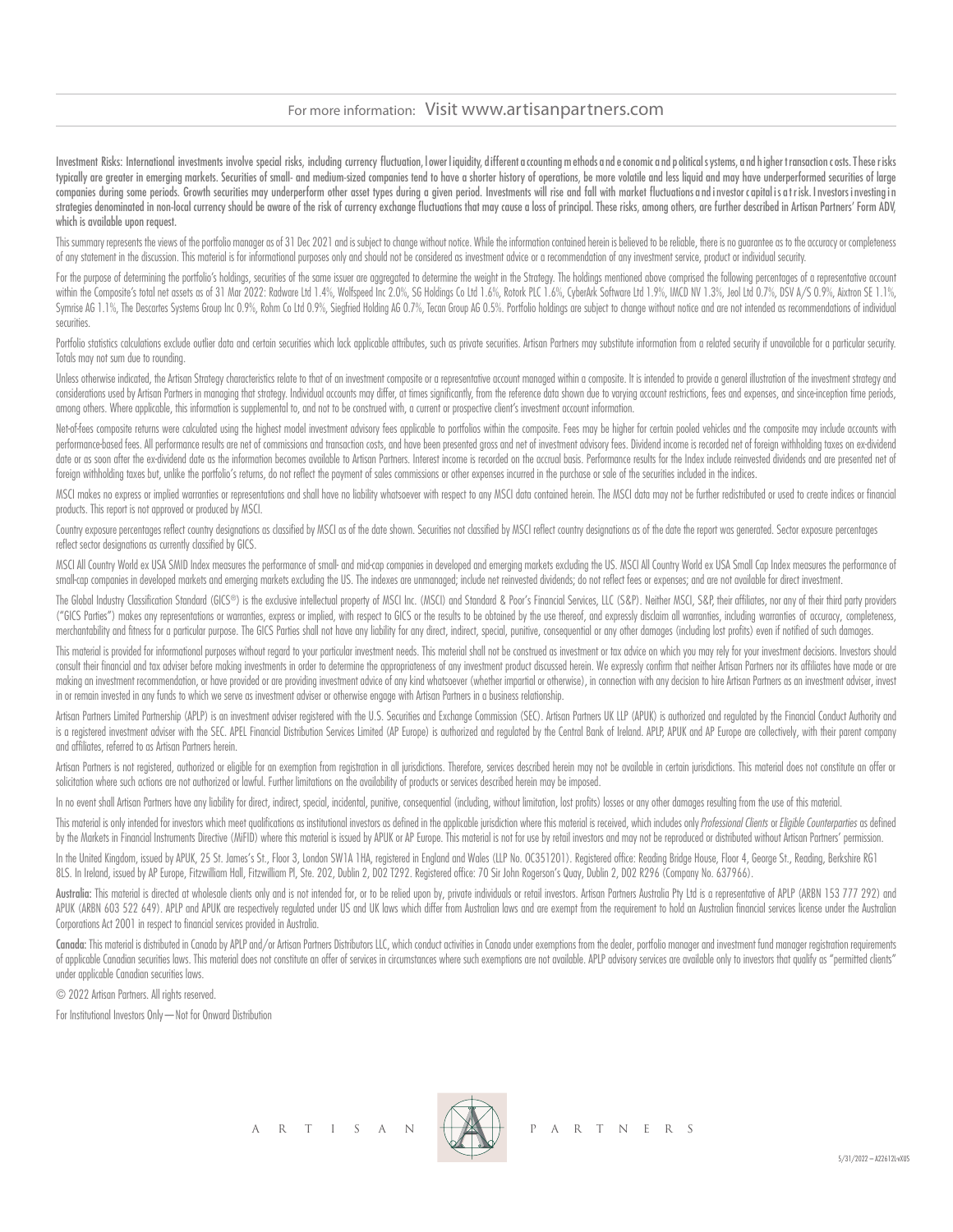For more information: Visit www.artisanpartners.com

Investment Risks: International investments involve special risks, including currency fluctuation, lower liquidity, different accounting methods and economic and political systems, and higher transaction costs. These risks typically are greater in emerging markets. Securities of small- and medium-sized companies tend to have a shorter history of operations, be more volatile and less liquid and may have underperformed securities of large companies during some periods. Growth securities may underperform other asset types during a given period. Investments will rise and fall with market fluctuations and investor capital is at risk. Investors investing in strategies denominated in non-local currency should be aware of the risk of currency exchange fluctuations that may cause a loss of principal. These risks, among others, are further described in Artisan Partners' Form ADV, which is available upon request.

This summary represents the views of the portfolio manager as of 31 Dec 2021 and is subject to change without notice. While the information contained herein is believed to be reliable, there is no guarantee as to the accuracy or completeness of any statement in the discussion. This material is for informational purposes only and should not be considered as investment advice or a recommendation of any investment service, product or individual security.

For the purpose of determining the portfolio's holdings, securities of the same issuer are aggregated to determine the weight in the Strategy. The holdings mentioned above comprised the following percentages of a representative account within the Composite's total net assets as of 31 Mar 2022: Radware Ltd 1.4%, Wolfspeed Inc 2.0%, SG Holdings Co Ltd 1.6%, Rotork PLC 1.6%, CyberArk Software Ltd 1.9%, IMCD NV 1.3%, Jeol Ltd 0.7%, DSV A/S 0.9%, Aixtron SE 1.1%, Symrise AG 1.1%, The Descartes Systems Group Inc 0.9%, Rohm Co Ltd 0.9%, Siegfried Holding AG 0.7%, Tecan Group AG 0.5%. Portfolio holdings are subject to change without notice and are not intended as recommendations of individual securities.

Portfolio statistics calculations exclude outlier data and certain securities which lack applicable attributes, such as private securities. Artisan Partners may substitute information from a related security if unavailable for a particular security. Totals may not sum due to rounding.

Unless otherwise indicated, the Artisan Strategy characteristics relate to that of an investment composite or a representative account managed within a composite. It is intended to provide a general illustration of the investment strategy and considerations used by Artisan Partners in managing that strategy. Individual accounts may differ, at times significantly, from the reference data shown due to varying account restrictions, fees and expenses, and since-inception time periods, among others. Where applicable, this information is supplemental to, and not to be construed with, a current or prospective client's investment account information.

Net-of-fees composite returns were calculated using the highest model investment advisory fees applicable to portfolios within the composite. Fees may be higher for certain pooled vehicles and the composite may include accounts with performance-based fees. All performance results are net of commissions and transaction costs, and have been presented gross and net of investment advisory fees. Dividend income is recorded net of foreign withholding taxes on ex-dividend date or as soon after the ex-dividend date as the information becomes available to Artisan Partners. Interest income is recorded on the accrual basis. Performance results for the Index include reinvested dividends and are presented net of foreign withholding taxes but, unlike the portfolio's returns, do not reflect the payment of sales commissions or other expenses incurred in the purchase or sale of the securities included in the indices.

MSCI makes no express or implied warranties or representations and shall have no liability whatsoever with respect to any MSCI data contained herein. The MSCI data may not be further redistributed or used to create indices or financial products. This report is not approved or produced by MSCI.

Country exposure percentages reflect country designations as classified by MSCI as of the date shown. Securities not classified by MSCI reflect country designations as of the date the report was generated. Sector exposure percentages reflect sector designations as currently classified by GICS.

MSCI All Country World ex USA SMID Index measures the performance of small- and mid-cap companies in developed and emerging markets excluding the US. MSCI All Country World ex USA Small Cap Index measures the performance of small-cap companies in developed markets and emerging markets excluding the US. The indexes are unmanaged; include net reinvested dividends; do not reflect fees or expenses; and are not available for direct investment.

The Global Industry Classification Standard (GICS®) is the exclusive intellectual property of MSCI Inc. (MSCI) and Standard & Poor's Financial Services, LLC (S&P). Neither MSCI, S&P, their affiliates, nor any of their third party providers ("GICS Parties") makes any representations or warranties, express or implied, with respect to GICS or the results to be obtained by the use thereof, and expressly disclaim all warranties, including warranties of accuracy, completeness, merchantability and fitness for a particular purpose. The GICS Parties shall not have any liability for any direct, indirect, special, punitive, consequential or any other damages (including lost profits) even if notified of such damages.

This material is provided for informational purposes without regard to your particular investment needs. This material shall not be construed as investment or tax advice on which you may rely for your investment decisions. Investors should consult their financial and tax adviser before making investments in order to determine the appropriateness of any investment product discussed herein. We expressly confirm that neither Artisan Partners nor its affiliates have made or are making an investment recommendation, or have provided or are providing investment advice of any kind whatsoever (whether impartial or otherwise), in connection with any decision to hire Artisan Partners as an investment adviser, invest in or remain invested in any funds to which we serve as investment adviser or otherwise engage with Artisan Partners in a business relationship.

Artisan Partners Limited Partnership (APLP) is an investment adviser registered with the U.S. Securities and Exchange Commission (SEC). Artisan Partners UK LLP (APUK) is authorized and regulated by the Financial Conduct Authority and is a registered investment adviser with the SEC. APEL Financial Distribution Services Limited (AP Europe) is authorized and regulated by the Central Bank of Ireland. APLP, APUK and AP Europe are collectively, with their parent company and affiliates, referred to as Artisan Partners herein.

Artisan Partners is not registered, authorized or eligible for an exemption from registration in all jurisdictions. Therefore, services described herein may not be available in certain jurisdictions. This material does not constitute an offer or solicitation where such actions are not authorized or lawful. Further limitations on the availability of products or services described herein may be imposed.

In no event shall Artisan Partners have any liability for direct, indirect, special, incidental, punitive, consequential (including, without limitation, lost profits) losses or any other damages resulting from the use of this material.

This material is only intended for investors which meet qualifications as institutional investors as defined in the applicable jurisdiction where this material is received, which includes only *Professional Clients* or *Eligible Counterparties* as defined by the Markets in Financial Instruments Directive (MiFID) where this material is issued by APUK or AP Europe. This material is not for use by retail investors and may not be reproduced or distributed without Artisan Partners' permission.

In the United Kingdom, issued by APUK, 25 St. James's St., Floor 3, London SW1A 1HA, registered in England and Wales (LLP No. OC351201). Registered office: Reading Bridge House, Floor 4, George St., Reading, Berkshire RG1 8LS. In Ireland, issued by AP Europe, Fitzwilliam Hall, Fitzwilliam Pl, Ste. 202, Dublin 2, D02 T292. Registered office: 70 Sir John Rogerson's Quay, Dublin 2, D02 R296 (Company No. 637966).

**Australia:** This material is directed at wholesale clients only and is not intended for, or to be relied upon by, private individuals or retail investors. Artisan Partners Australia Pty Ltd is a representative of APLP (ARBN 153 777 292) and APUK (ARBN 603 522 649). APLP and APUK are respectively regulated under US and UK laws which differ from Australian laws and are exempt from the requirement to hold an Australian financial services license under the Australian Corporations Act 2001 in respect to financial services provided in Australia.

**Canada:** This material is distributed in Canada by APLP and/or Artisan Partners Distributors LLC, which conduct activities in Canada under exemptions from the dealer, portfolio manager and investment fund manager registration requirements of applicable Canadian securities laws. This material does not constitute an offer of services in circumstances where such exemptions are not available. APLP advisory services are available only to investors that qualify as "permitted clients" under applicable Canadian securities laws.

© 2022 Artisan Partners. All rights reserved.

For Institutional Investors Only—Not for Onward Distribution

ARTISAN PARTNERS

5/31/2022 – A22612L-vXUS